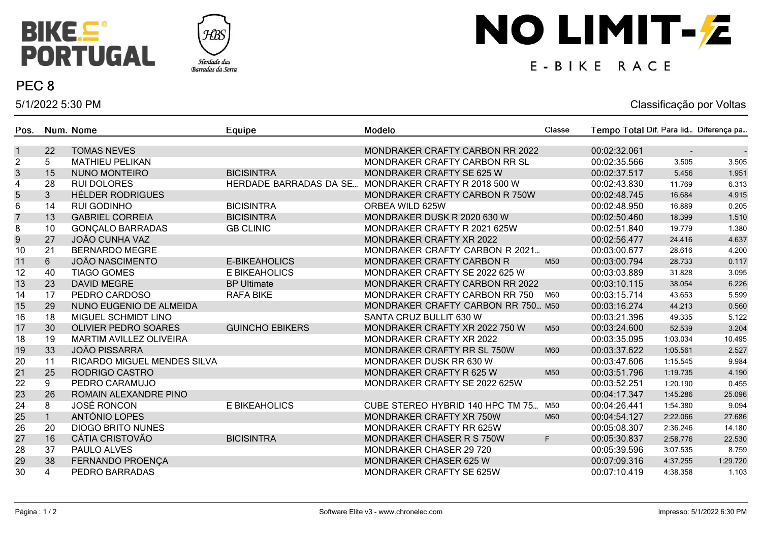BIKE PORTUGAL

Herdade das Barradas da Serra

NO LIMIT-E

E-BIKE RACE

## PEC 8

5/1/2022 5:30 PM

Classificação por Voltas

| Pos. | Num. | Nome | Equipe | Modelo | Classe | Tempo Total | Dif. Para lid... | Diferença pa... |
|---|---|---|---|---|---|---|---|---|
| 1 | 22 | TOMAS NEVES | | MONDRAKER CRAFTY CARBON RR 2022 | | 00:02:32.061 | - | - |
| 2 | 5 | MATHIEU PELIKAN | | MONDRAKER CRAFTY CARBON RR SL | | 00:02:35.566 | 3.505 | 3.505 |
| 3 | 15 | NUNO MONTEIRO | BICISINTRA | MONDRAKER CRAFTY SE 625 W | | 00:02:37.517 | 5.456 | 1.951 |
| 4 | 28 | RUI DOLORES | HERDADE BARRADAS DA SE... | MONDRAKER CRAFTY R 2018 500 W | | 00:02:43.830 | 11.769 | 6.313 |
| 5 | 3 | HÉLDER RODRIGUES | | MONDRAKER CRAFTY CARBON R 750W | | 00:02:48.745 | 16.684 | 4.915 |
| 6 | 14 | RUI GODINHO | BICISINTRA | ORBEA WILD 625W | | 00:02:48.950 | 16.889 | 0.205 |
| 7 | 13 | GABRIEL CORREIA | BICISINTRA | MONDRAKER DUSK R 2020 630 W | | 00:02:50.460 | 18.399 | 1.510 |
| 8 | 10 | GONÇALO BARRADAS | GB CLINIC | MONDRAKER CRAFTY R 2021 625W | | 00:02:51.840 | 19.779 | 1.380 |
| 9 | 27 | JOÃO CUNHA VAZ | | MONDRAKER CRAFTY XR 2022 | | 00:02:56.477 | 24.416 | 4.637 |
| 10 | 21 | BERNARDO MEGRE | | MONDRAKER CRAFTY CARBON R 2021... | | 00:03:00.677 | 28.616 | 4.200 |
| 11 | 6 | JOÃO NASCIMENTO | E-BIKEAHOLICS | MONDRAKER CRAFTY CARBON R | M50 | 00:03:00.794 | 28.733 | 0.117 |
| 12 | 40 | TIAGO GOMES | E BIKEAHOLICS | MONDRAKER CRAFTY SE 2022 625 W | | 00:03:03.889 | 31.828 | 3.095 |
| 13 | 23 | DAVID MEGRE | BP Ultimate | MONDRAKER CRAFTY CARBON RR 2022 | | 00:03:10.115 | 38.054 | 6.226 |
| 14 | 17 | PEDRO CARDOSO | RAFA BIKE | MONDRAKER CRAFTY CARBON RR 750 | M60 | 00:03:15.714 | 43.653 | 5.599 |
| 15 | 29 | NUNO EUGENIO DE ALMEIDA | | MONDRAKER CRAFTY CARBON RR 750... | M50 | 00:03:16.274 | 44.213 | 0.560 |
| 16 | 18 | MIGUEL SCHMIDT LINO | | SANTA CRUZ BULLIT 630 W | | 00:03:21.396 | 49.335 | 5.122 |
| 17 | 30 | OLIVIER PEDRO SOARES | GUINCHO EBIKERS | MONDRAKER CRAFTY XR 2022 750 W | M50 | 00:03:24.600 | 52.539 | 3.204 |
| 18 | 19 | MARTIM AVILLEZ OLIVEIRA | | MONDRAKER CRAFTY XR 2022 | | 00:03:35.095 | 1:03.034 | 10.495 |
| 19 | 33 | JOÃO PISSARRA | | MONDRAKER CRAFTY RR SL 750W | M60 | 00:03:37.622 | 1:05.561 | 2.527 |
| 20 | 11 | RICARDO MIGUEL MENDES SILVA | | MONDRAKER DUSK RR 630 W | | 00:03:47.606 | 1:15.545 | 9.984 |
| 21 | 25 | RODRIGO CASTRO | | MONDRAKER CRAFTY R 625 W | M50 | 00:03:51.796 | 1:19.735 | 4.190 |
| 22 | 9 | PEDRO CARAMUJO | | MONDRAKER CRAFTY SE 2022 625W | | 00:03:52.251 | 1:20.190 | 0.455 |
| 23 | 26 | ROMAIN ALEXANDRE PINO | | | | 00:04:17.347 | 1:45.286 | 25.096 |
| 24 | 8 | JOSÉ RONCON | E BIKEAHOLICS | CUBE STEREO HYBRID 140 HPC TM 75... | M50 | 00:04:26.441 | 1:54.380 | 9.094 |
| 25 | 1 | ANTÓNIO LOPES | | MONDRAKER CRAFTY XR 750W | M60 | 00:04:54.127 | 2:22.066 | 27.686 |
| 26 | 20 | DIOGO BRITO NUNES | | MONDRAKER CRAFTY RR 625W | | 00:05:08.307 | 2:36.246 | 14.180 |
| 27 | 16 | CÁTIA CRISTOVÃO | BICISINTRA | MONDRAKER CHASER R S 750W | F | 00:05:30.837 | 2:58.776 | 22.530 |
| 28 | 37 | PAULO ALVES | | MONDRAKER CHASER 29 720 | | 00:05:39.596 | 3:07.535 | 8.759 |
| 29 | 38 | FERNANDO PROENÇA | | MONDRAKER CHASER 625 W | | 00:07:09.316 | 4:37.255 | 1:29.720 |
| 30 | 4 | PEDRO BARRADAS | | MONDRAKER CRAFTY SE 625W | | 00:07:10.419 | 4:38.358 | 1.103 |

Software Elite v3 - www.chronelec.com

Impresso: 5/1/2022 6:30 PM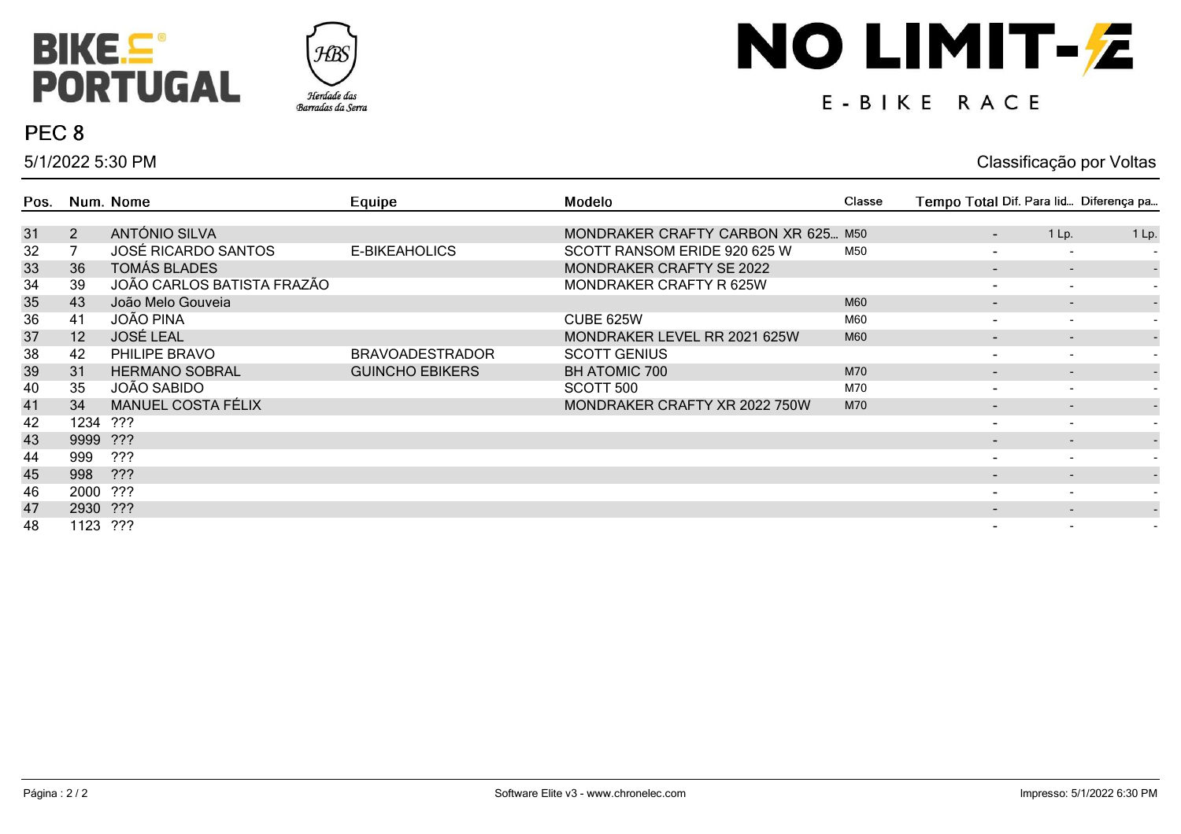BIKE.E PORTUGAL

Herdade das Barradas da Serra

# NO LIMIT-E

E-BIKE RACE

## PEC 8

5/1/2022 5:30 PM

Classificação por Voltas

| Pos. | Num. | Nome | Equipe | Modelo | Classe | Tempo Total | Dif. Para lid... | Diferença pa... |
|---|---|---|---|---|---|---|---|---|
| 31 | 2 | ANTÓNIO SILVA | | MONDRAKER CRAFTY CARBON XR 625... | M50 | - | 1 Lp. | 1 Lp. |
| 32 | 7 | JOSÉ RICARDO SANTOS | E-BIKEAHOLICS | SCOTT RANSOM ERIDE 920 625 W | M50 | - | - | - |
| 33 | 36 | TOMÁS BLADES | | MONDRAKER CRAFTY SE 2022 | | - | - | - |
| 34 | 39 | JOÃO CARLOS BATISTA FRAZÃO | | MONDRAKER CRAFTY R 625W | | - | - | - |
| 35 | 43 | João Melo Gouveia | | | M60 | - | - | - |
| 36 | 41 | JOÃO PINA | | CUBE 625W | M60 | - | - | - |
| 37 | 12 | JOSÉ LEAL | | MONDRAKER LEVEL RR 2021 625W | M60 | - | - | - |
| 38 | 42 | PHILIPE BRAVO | BRAVOADESTRADOR | SCOTT GENIUS | | - | - | - |
| 39 | 31 | HERMANO SOBRAL | GUINCHO EBIKERS | BH ATOMIC 700 | M70 | - | - | - |
| 40 | 35 | JOÃO SABIDO | | SCOTT 500 | M70 | - | - | - |
| 41 | 34 | MANUEL COSTA FÉLIX | | MONDRAKER CRAFTY XR 2022 750W | M70 | - | - | - |
| 42 | 1234 | ??? | | | | - | - | - |
| 43 | 9999 | ??? | | | | - | - | - |
| 44 | 999 | ??? | | | | - | - | - |
| 45 | 998 | ??? | | | | - | - | - |
| 46 | 2000 | ??? | | | | - | - | - |
| 47 | 2930 | ??? | | | | - | - | - |
| 48 | 1123 | ??? | | | | - | - | - |

Software Elite v3 - www.chronelec.com

Impresso: 5/1/2022 6:30 PM